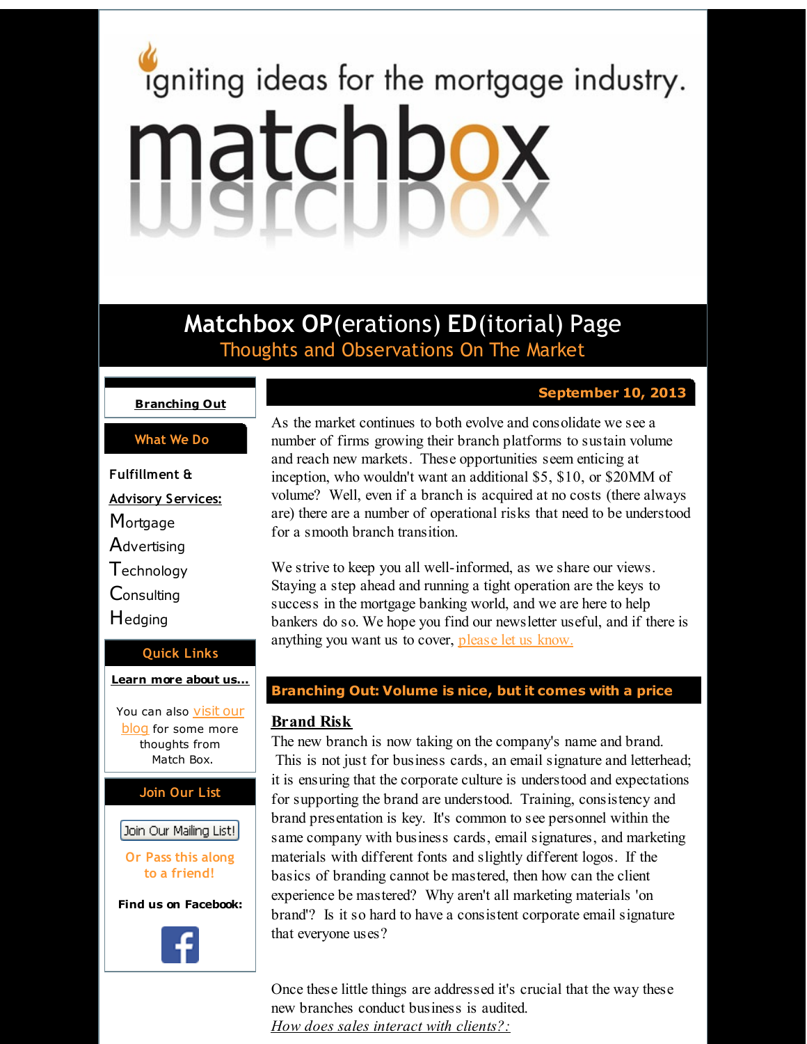igniting ideas for the mortgage industry.

# matchbox

## Matchbox OP(erations) ED(itorial) Page

Thoughts and Observations On The Market

**Branching Out**

**What We Do**

**Fulfillment & Advisory Services:**

Mortgage
Advertising
Technology
Consulting
Hedging

**Quick Links**

**Learn more about us...**

You can also visit our blog for some more thoughts from Match Box.

**Join Our List**

Join Our Mailing List!

**Or Pass this along to a friend!**

**Find us on Facebook:**

**September 10, 2013**

As the market continues to both evolve and consolidate we see a number of firms growing their branch platforms to sustain volume and reach new markets. These opportunities seem enticing at inception, who wouldn't want an additional $5, $10, or $20MM of volume? Well, even if a branch is acquired at no costs (there always are) there are a number of operational risks that need to be understood for a smooth branch transition.

We strive to keep you all well-informed, as we share our views. Staying a step ahead and running a tight operation are the keys to success in the mortgage banking world, and we are here to help bankers do so. We hope you find our newsletter useful, and if there is anything you want us to cover, please let us know.

## Branching Out: Volume is nice, but it comes with a price

### Brand Risk

The new branch is now taking on the company's name and brand. This is not just for business cards, an email signature and letterhead; it is ensuring that the corporate culture is understood and expectations for supporting the brand are understood. Training, consistency and brand presentation is key. It's common to see personnel within the same company with business cards, email signatures, and marketing materials with different fonts and slightly different logos. If the basics of branding cannot be mastered, then how can the client experience be mastered? Why aren't all marketing materials 'on brand'? Is it so hard to have a consistent corporate email signature that everyone uses?

Once these little things are addressed it's crucial that the way these new branches conduct business is audited.

*How does sales interact with clients?:*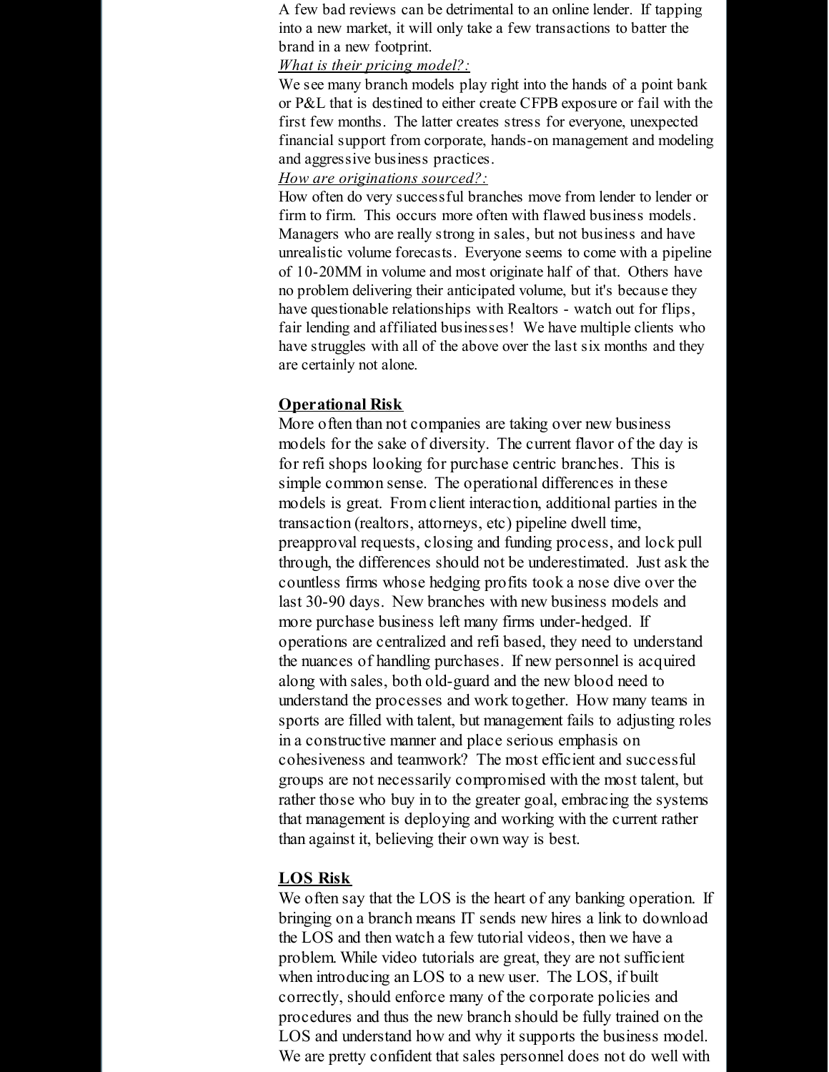A few bad reviews can be detrimental to an online lender. If tapping into a new market, it will only take a few transactions to batter the brand in a new footprint.

*What is their pricing model?:*

We see many branch models play right into the hands of a point bank or P&L that is destined to either create CFPB exposure or fail with the first few months. The latter creates stress for everyone, unexpected financial support from corporate, hands-on management and modeling and aggressive business practices.

*How are originations sourced?:*

How often do very successful branches move from lender to lender or firm to firm. This occurs more often with flawed business models. Managers who are really strong in sales, but not business and have unrealistic volume forecasts. Everyone seems to come with a pipeline of 10-20MM in volume and most originate half of that. Others have no problem delivering their anticipated volume, but it's because they have questionable relationships with Realtors - watch out for flips, fair lending and affiliated businesses! We have multiple clients who have struggles with all of the above over the last six months and they are certainly not alone.

**Operational Risk**

More often than not companies are taking over new business models for the sake of diversity. The current flavor of the day is for refi shops looking for purchase centric branches. This is simple common sense. The operational differences in these models is great. From client interaction, additional parties in the transaction (realtors, attorneys, etc) pipeline dwell time, preapproval requests, closing and funding process, and lock pull through, the differences should not be underestimated. Just ask the countless firms whose hedging profits took a nose dive over the last 30-90 days. New branches with new business models and more purchase business left many firms under-hedged. If operations are centralized and refi based, they need to understand the nuances of handling purchases. If new personnel is acquired along with sales, both old-guard and the new blood need to understand the processes and work together. How many teams in sports are filled with talent, but management fails to adjusting roles in a constructive manner and place serious emphasis on cohesiveness and teamwork? The most efficient and successful groups are not necessarily compromised with the most talent, but rather those who buy in to the greater goal, embracing the systems that management is deploying and working with the current rather than against it, believing their own way is best.

**LOS Risk**

We often say that the LOS is the heart of any banking operation. If bringing on a branch means IT sends new hires a link to download the LOS and then watch a few tutorial videos, then we have a problem. While video tutorials are great, they are not sufficient when introducing an LOS to a new user. The LOS, if built correctly, should enforce many of the corporate policies and procedures and thus the new branch should be fully trained on the LOS and understand how and why it supports the business model. We are pretty confident that sales personnel does not do well with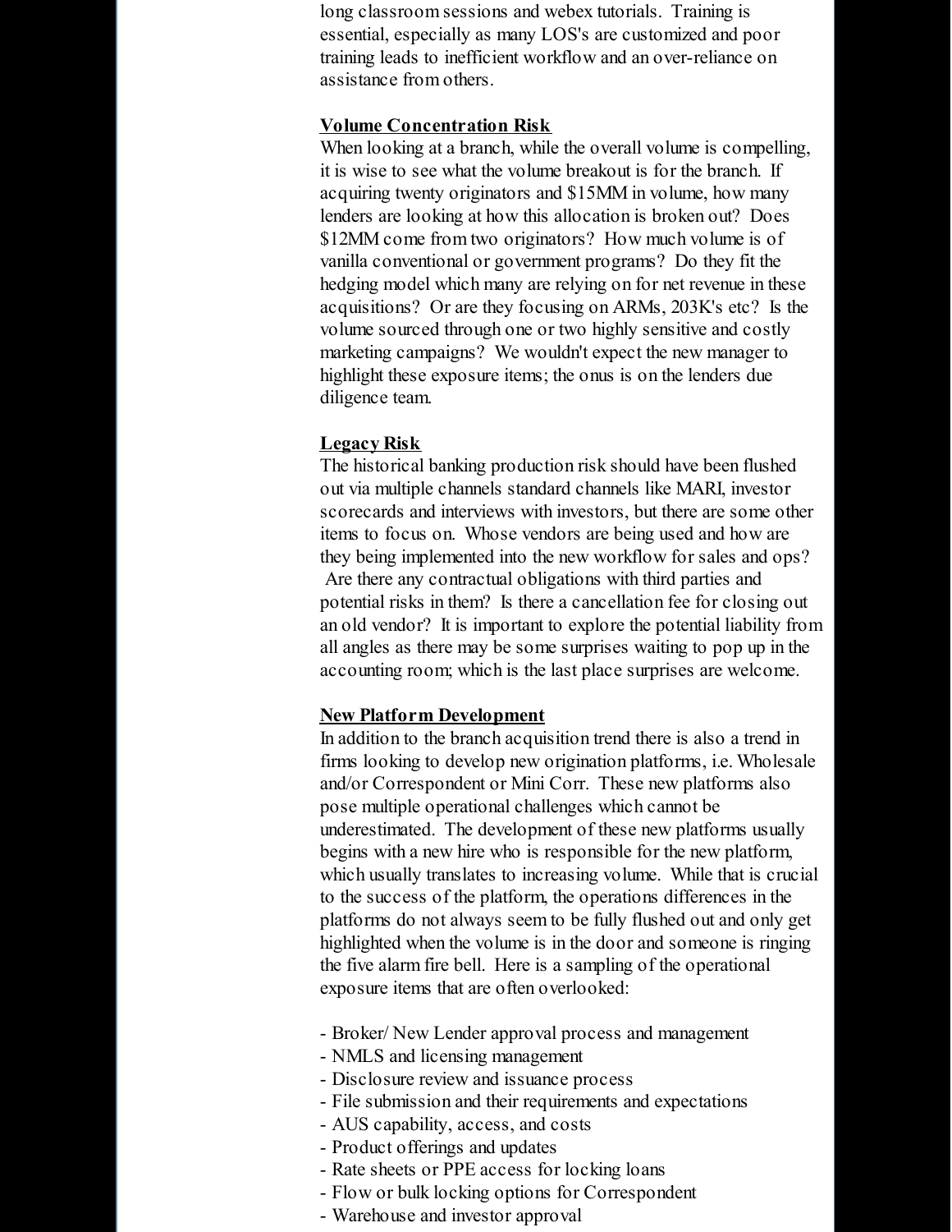long classroom sessions and webex tutorials. Training is essential, especially as many LOS's are customized and poor training leads to inefficient workflow and an over-reliance on assistance from others.

**Volume Concentration Risk**

When looking at a branch, while the overall volume is compelling, it is wise to see what the volume breakout is for the branch. If acquiring twenty originators and $15MM in volume, how many lenders are looking at how this allocation is broken out? Does $12MM come from two originators? How much volume is of vanilla conventional or government programs? Do they fit the hedging model which many are relying on for net revenue in these acquisitions? Or are they focusing on ARMs, 203K's etc? Is the volume sourced through one or two highly sensitive and costly marketing campaigns? We wouldn't expect the new manager to highlight these exposure items; the onus is on the lenders due diligence team.

**Legacy Risk**

The historical banking production risk should have been flushed out via multiple channels standard channels like MARI, investor scorecards and interviews with investors, but there are some other items to focus on. Whose vendors are being used and how are they being implemented into the new workflow for sales and ops? Are there any contractual obligations with third parties and potential risks in them? Is there a cancellation fee for closing out an old vendor? It is important to explore the potential liability from all angles as there may be some surprises waiting to pop up in the accounting room; which is the last place surprises are welcome.

**New Platform Development**

In addition to the branch acquisition trend there is also a trend in firms looking to develop new origination platforms, i.e. Wholesale and/or Correspondent or Mini Corr. These new platforms also pose multiple operational challenges which cannot be underestimated. The development of these new platforms usually begins with a new hire who is responsible for the new platform, which usually translates to increasing volume. While that is crucial to the success of the platform, the operations differences in the platforms do not always seem to be fully flushed out and only get highlighted when the volume is in the door and someone is ringing the five alarm fire bell. Here is a sampling of the operational exposure items that are often overlooked:

- Broker/ New Lender approval process and management
- NMLS and licensing management
- Disclosure review and issuance process
- File submission and their requirements and expectations
- AUS capability, access, and costs
- Product offerings and updates
- Rate sheets or PPE access for locking loans
- Flow or bulk locking options for Correspondent
- Warehouse and investor approval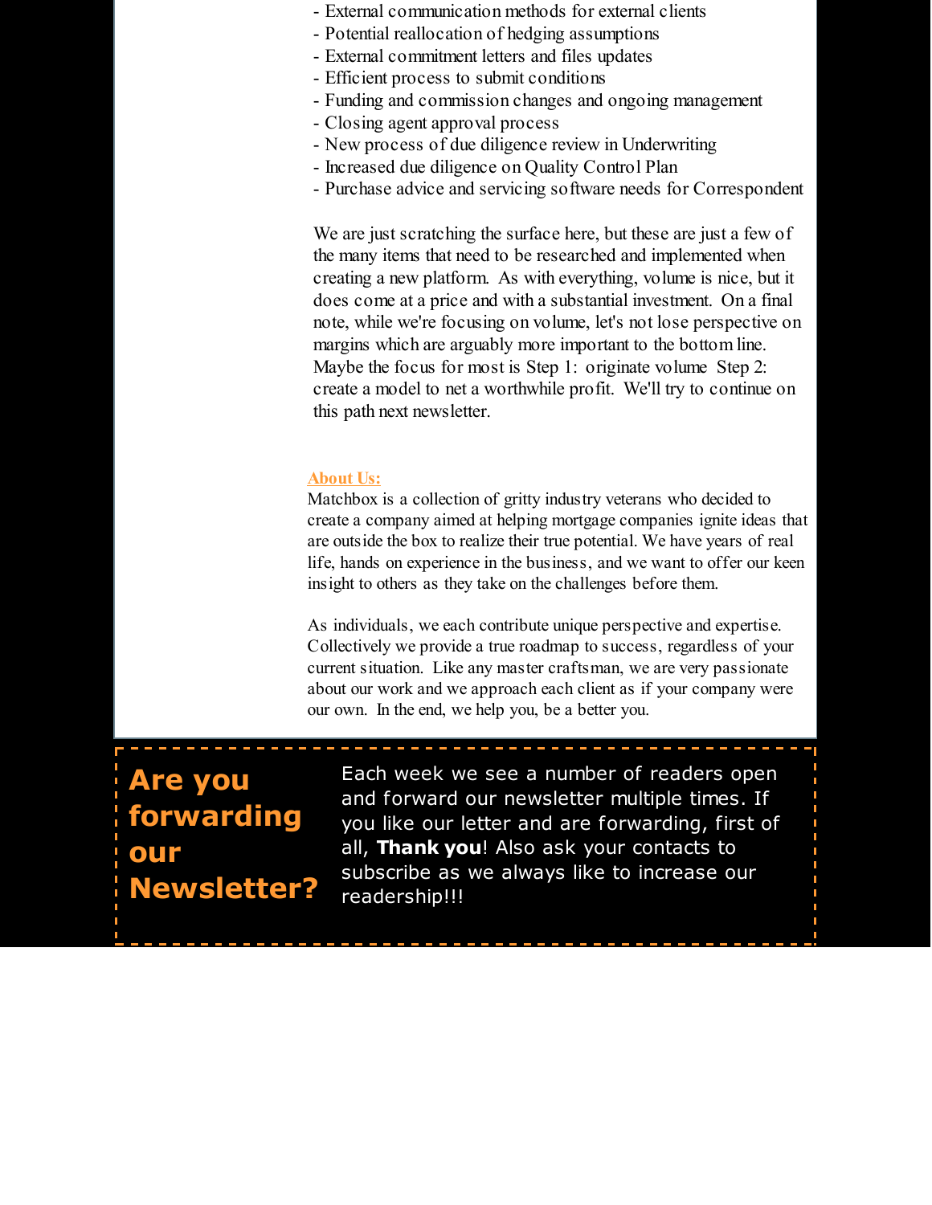- External communication methods for external clients
- Potential reallocation of hedging assumptions
- External commitment letters and files updates
- Efficient process to submit conditions
- Funding and commission changes and ongoing management
- Closing agent approval process
- New process of due diligence review in Underwriting
- Increased due diligence on Quality Control Plan
- Purchase advice and servicing software needs for Correspondent

We are just scratching the surface here, but these are just a few of the many items that need to be researched and implemented when creating a new platform. As with everything, volume is nice, but it does come at a price and with a substantial investment. On a final note, while we're focusing on volume, let's not lose perspective on margins which are arguably more important to the bottom line. Maybe the focus for most is Step 1: originate volume Step 2: create a model to net a worthwhile profit. We'll try to continue on this path next newsletter.

**About Us:**

Matchbox is a collection of gritty industry veterans who decided to create a company aimed at helping mortgage companies ignite ideas that are outside the box to realize their true potential. We have years of real life, hands on experience in the business, and we want to offer our keen insight to others as they take on the challenges before them.

As individuals, we each contribute unique perspective and expertise. Collectively we provide a true roadmap to success, regardless of your current situation. Like any master craftsman, we are very passionate about our work and we approach each client as if your company were our own. In the end, we help you, be a better you.

## Are you forwarding our Newsletter?

Each week we see a number of readers open and forward our newsletter multiple times. If you like our letter and are forwarding, first of all, **Thank you**! Also ask your contacts to subscribe as we always like to increase our readership!!!